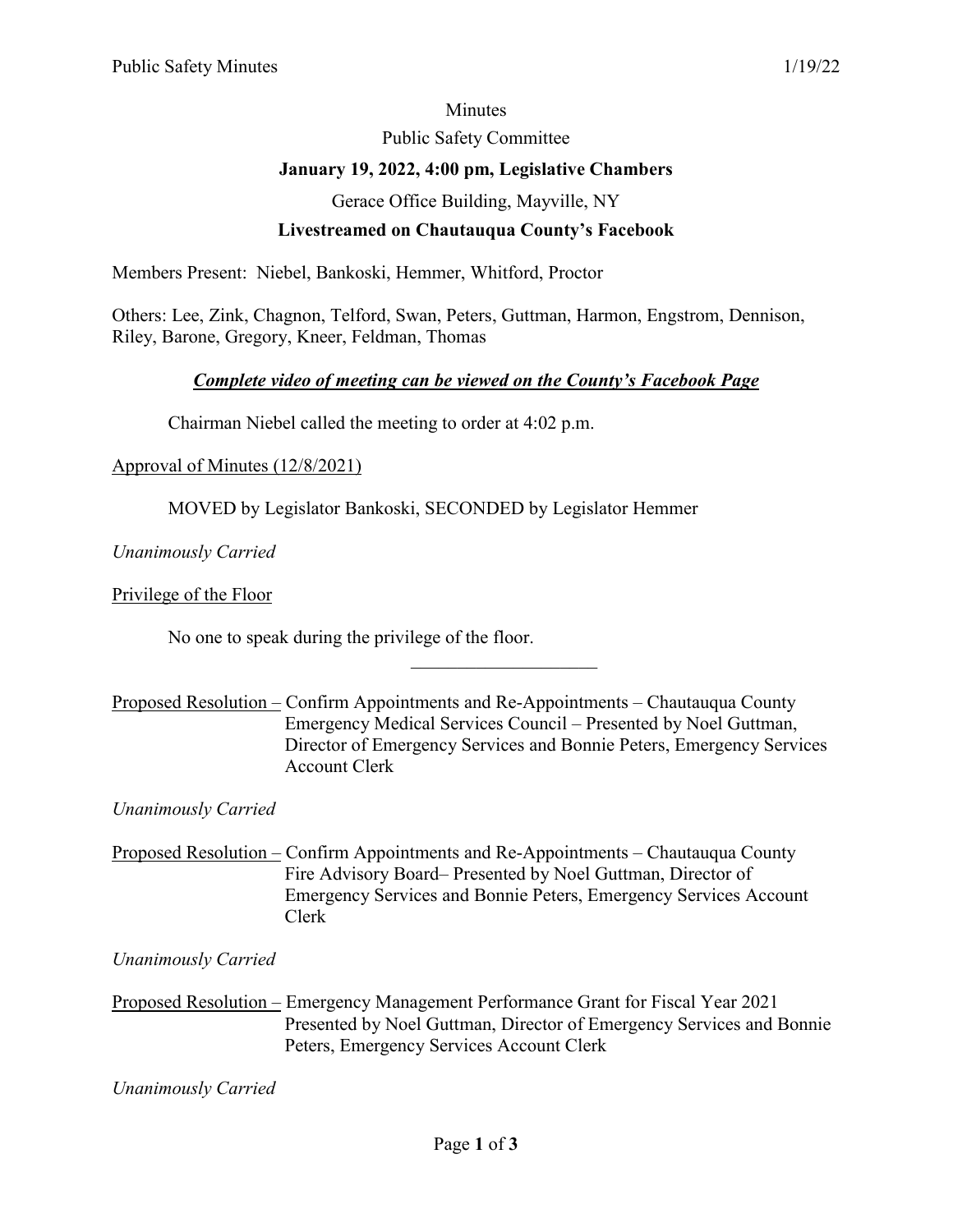Minutes

Public Safety Committee

**January 19, 2022, 4:00 pm, Legislative Chambers**

Gerace Office Building, Mayville, NY

**Livestreamed on Chautauqua County's Facebook**

Members Present: Niebel, Bankoski, Hemmer, Whitford, Proctor

Others: Lee, Zink, Chagnon, Telford, Swan, Peters, Guttman, Harmon, Engstrom, Dennison, Riley, Barone, Gregory, Kneer, Feldman, Thomas

***Complete video of meeting can be viewed on the County's Facebook Page***

Chairman Niebel called the meeting to order at 4:02 p.m.

Approval of Minutes (12/8/2021)

MOVED by Legislator Bankoski, SECONDED by Legislator Hemmer

*Unanimously Carried*

Privilege of the Floor

No one to speak during the privilege of the floor.

---

Proposed Resolution – Confirm Appointments and Re-Appointments – Chautauqua County Emergency Medical Services Council – Presented by Noel Guttman, Director of Emergency Services and Bonnie Peters, Emergency Services Account Clerk

*Unanimously Carried*

Proposed Resolution – Confirm Appointments and Re-Appointments – Chautauqua County Fire Advisory Board– Presented by Noel Guttman, Director of Emergency Services and Bonnie Peters, Emergency Services Account Clerk

*Unanimously Carried*

Proposed Resolution – Emergency Management Performance Grant for Fiscal Year 2021 Presented by Noel Guttman, Director of Emergency Services and Bonnie Peters, Emergency Services Account Clerk

*Unanimously Carried*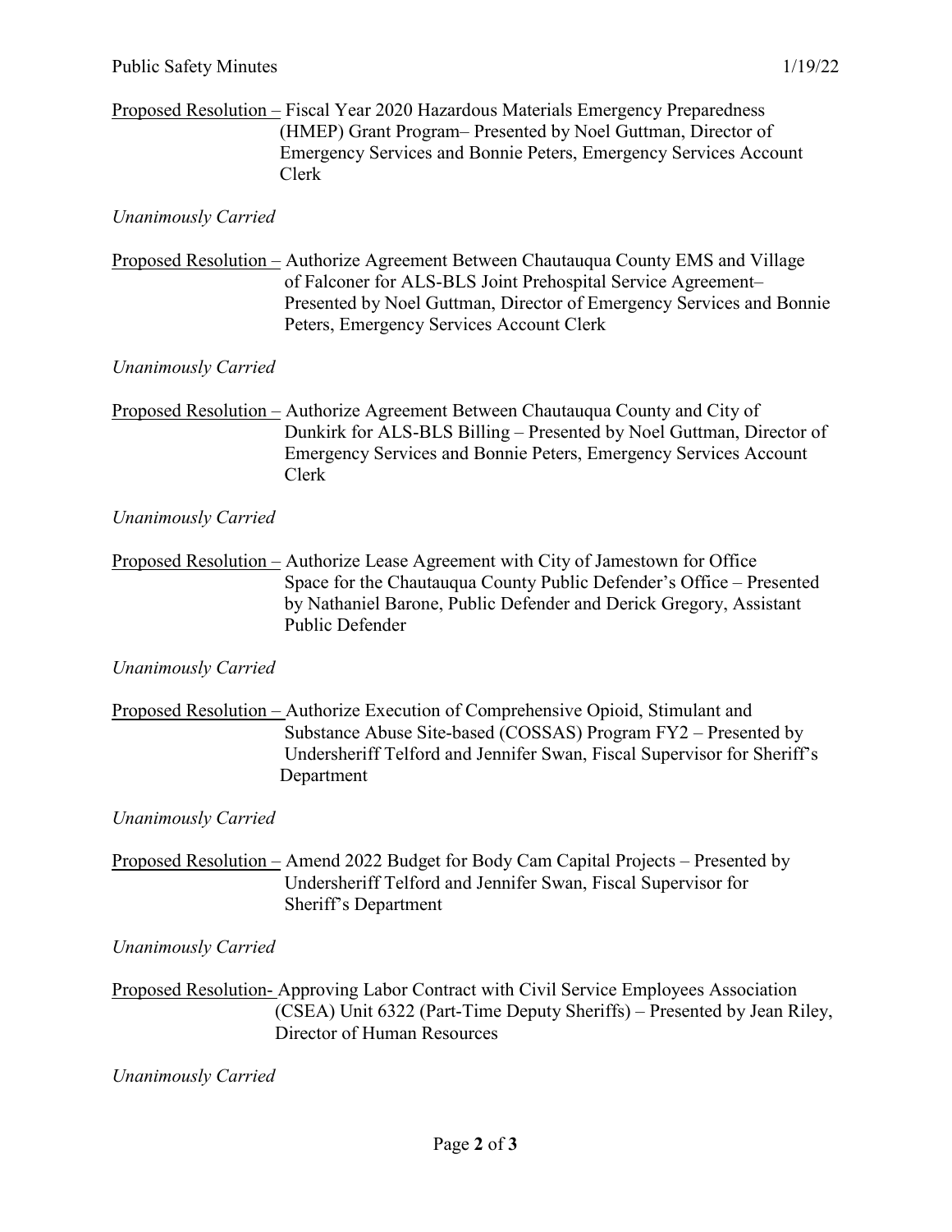Proposed Resolution – Fiscal Year 2020 Hazardous Materials Emergency Preparedness (HMEP) Grant Program– Presented by Noel Guttman, Director of Emergency Services and Bonnie Peters, Emergency Services Account Clerk

*Unanimously Carried*

Proposed Resolution – Authorize Agreement Between Chautauqua County EMS and Village of Falconer for ALS-BLS Joint Prehospital Service Agreement– Presented by Noel Guttman, Director of Emergency Services and Bonnie Peters, Emergency Services Account Clerk

*Unanimously Carried*

Proposed Resolution – Authorize Agreement Between Chautauqua County and City of Dunkirk for ALS-BLS Billing – Presented by Noel Guttman, Director of Emergency Services and Bonnie Peters, Emergency Services Account Clerk

*Unanimously Carried*

Proposed Resolution – Authorize Lease Agreement with City of Jamestown for Office Space for the Chautauqua County Public Defender's Office – Presented by Nathaniel Barone, Public Defender and Derick Gregory, Assistant Public Defender

*Unanimously Carried*

Proposed Resolution – Authorize Execution of Comprehensive Opioid, Stimulant and Substance Abuse Site-based (COSSAS) Program FY2 – Presented by Undersheriff Telford and Jennifer Swan, Fiscal Supervisor for Sheriff's Department

*Unanimously Carried*

Proposed Resolution – Amend 2022 Budget for Body Cam Capital Projects – Presented by Undersheriff Telford and Jennifer Swan, Fiscal Supervisor for Sheriff's Department

*Unanimously Carried*

Proposed Resolution- Approving Labor Contract with Civil Service Employees Association (CSEA) Unit 6322 (Part-Time Deputy Sheriffs) – Presented by Jean Riley, Director of Human Resources

*Unanimously Carried*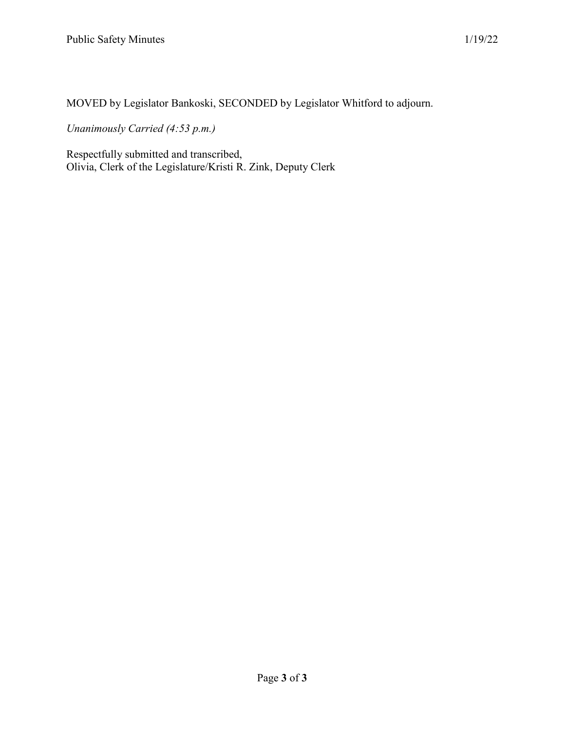MOVED by Legislator Bankoski, SECONDED by Legislator Whitford to adjourn.

*Unanimously Carried (4:53 p.m.)*

Respectfully submitted and transcribed,
Olivia, Clerk of the Legislature/Kristi R. Zink, Deputy Clerk